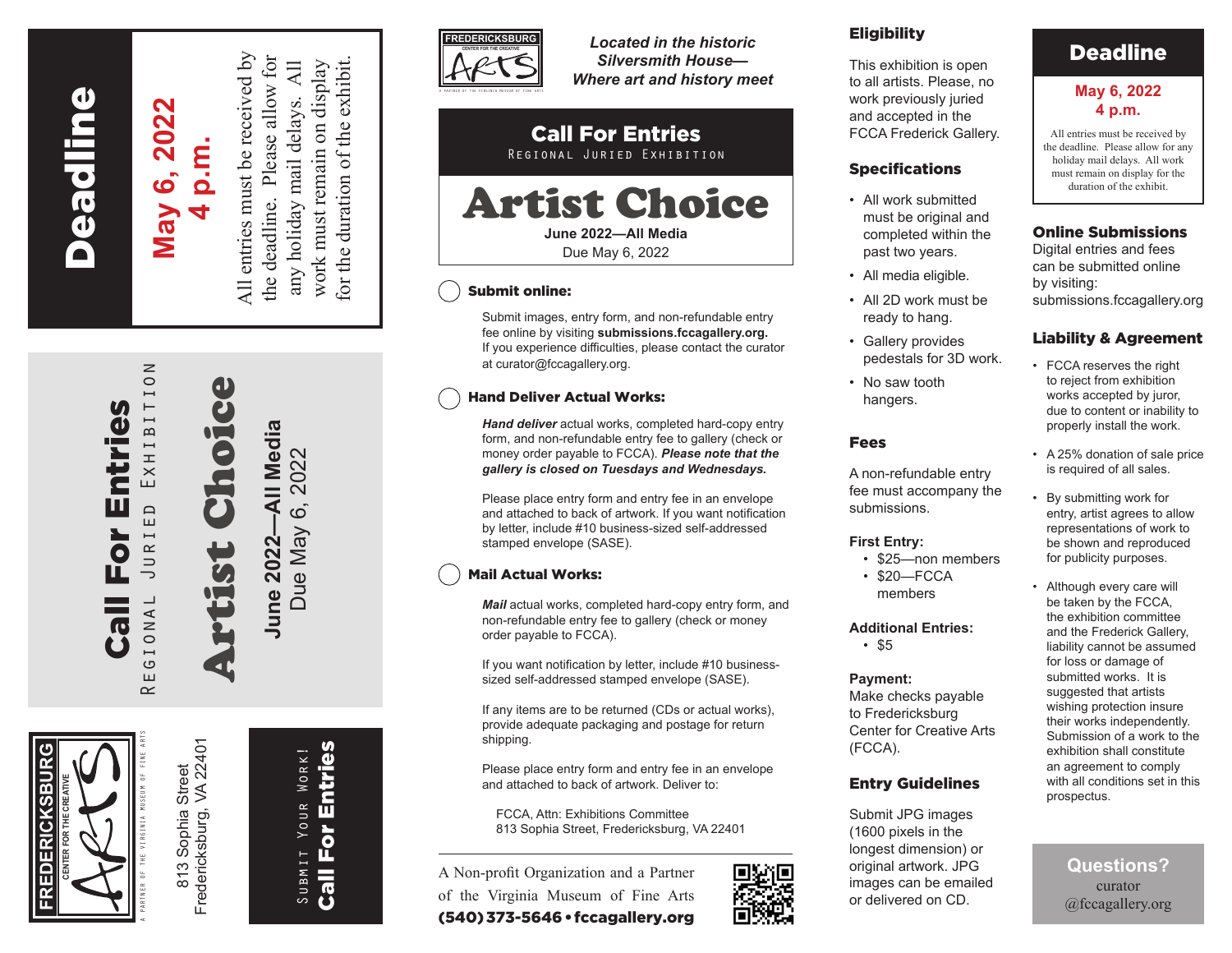# Deadline

**May 6, 2022**
**4 p.m.**

All entries must be received by the deadline. Please allow for any holiday mail delays. All work must remain on display for the duration of the exhibit.

# Call For Entries

Regional Juried Exhibition

# Artist Choice

**June 2022—All Media**
Due May 6, 2022

FREDERICKSBURG
CENTER FOR THE CREATIVE
ARTS
A PARTNER OF THE VIRGINIA MUSEUM OF FINE ARTS

813 Sophia Street
Fredericksburg, VA 22401

Submit Your Work!
**Call For Entries**

---

FREDERICKSBURG
CENTER FOR THE CREATIVE
ARTS
A PARTNER OF THE VIRGINIA MUSEUM OF FINE ARTS

*Located in the historic Silversmith House—Where art and history meet*

## Call For Entries

Regional Juried Exhibition

# Artist Choice

**June 2022—All Media**
Due May 6, 2022

### Submit online:

Submit images, entry form, and non-refundable entry fee online by visiting **submissions.fccagallery.org.** If you experience difficulties, please contact the curator at curator@fccagallery.org.

### Hand Deliver Actual Works:

***Hand deliver*** actual works, completed hard-copy entry form, and non-refundable entry fee to gallery (check or money order payable to FCCA). ***Please note that the gallery is closed on Tuesdays and Wednesdays.***

Please place entry form and entry fee in an envelope and attached to back of artwork. If you want notification by letter, include #10 business-sized self-addressed stamped envelope (SASE).

### Mail Actual Works:

***Mail*** actual works, completed hard-copy entry form, and non-refundable entry fee to gallery (check or money order payable to FCCA).

If you want notification by letter, include #10 business-sized self-addressed stamped envelope (SASE).

If any items are to be returned (CDs or actual works), provide adequate packaging and postage for return shipping.

Please place entry form and entry fee in an envelope and attached to back of artwork. Deliver to:

FCCA, Attn: Exhibitions Committee
813 Sophia Street, Fredericksburg, VA 22401

A Non-profit Organization and a Partner of the Virginia Museum of Fine Arts
**(540) 373-5646 • fccagallery.org**

---

## Eligibility

This exhibition is open to all artists. Please, no work previously juried and accepted in the FCCA Frederick Gallery.

## Specifications

- All work submitted must be original and completed within the past two years.
- All media eligible.
- All 2D work must be ready to hang.
- Gallery provides pedestals for 3D work.
- No saw tooth hangers.

## Fees

A non-refundable entry fee must accompany the submissions.

**First Entry:**
- $25—non members
- $20—FCCA members

**Additional Entries:**
- $5

**Payment:**
Make checks payable to Fredericksburg Center for Creative Arts (FCCA).

## Entry Guidelines

Submit JPG images (1600 pixels in the longest dimension) or original artwork. JPG images can be emailed or delivered on CD.

---

## Deadline

**May 6, 2022**
**4 p.m.**

All entries must be received by the deadline. Please allow for any holiday mail delays. All work must remain on display for the duration of the exhibit.

## Online Submissions

Digital entries and fees can be submitted online by visiting: submissions.fccagallery.org

## Liability & Agreement

- FCCA reserves the right to reject from exhibition works accepted by juror, due to content or inability to properly install the work.
- A 25% donation of sale price is required of all sales.
- By submitting work for entry, artist agrees to allow representations of work to be shown and reproduced for publicity purposes.
- Although every care will be taken by the FCCA, the exhibition committee and the Frederick Gallery, liability cannot be assumed for loss or damage of submitted works. It is suggested that artists wishing protection insure their works independently. Submission of a work to the exhibition shall constitute an agreement to comply with all conditions set in this prospectus.

## Questions?

curator
@fccagallery.org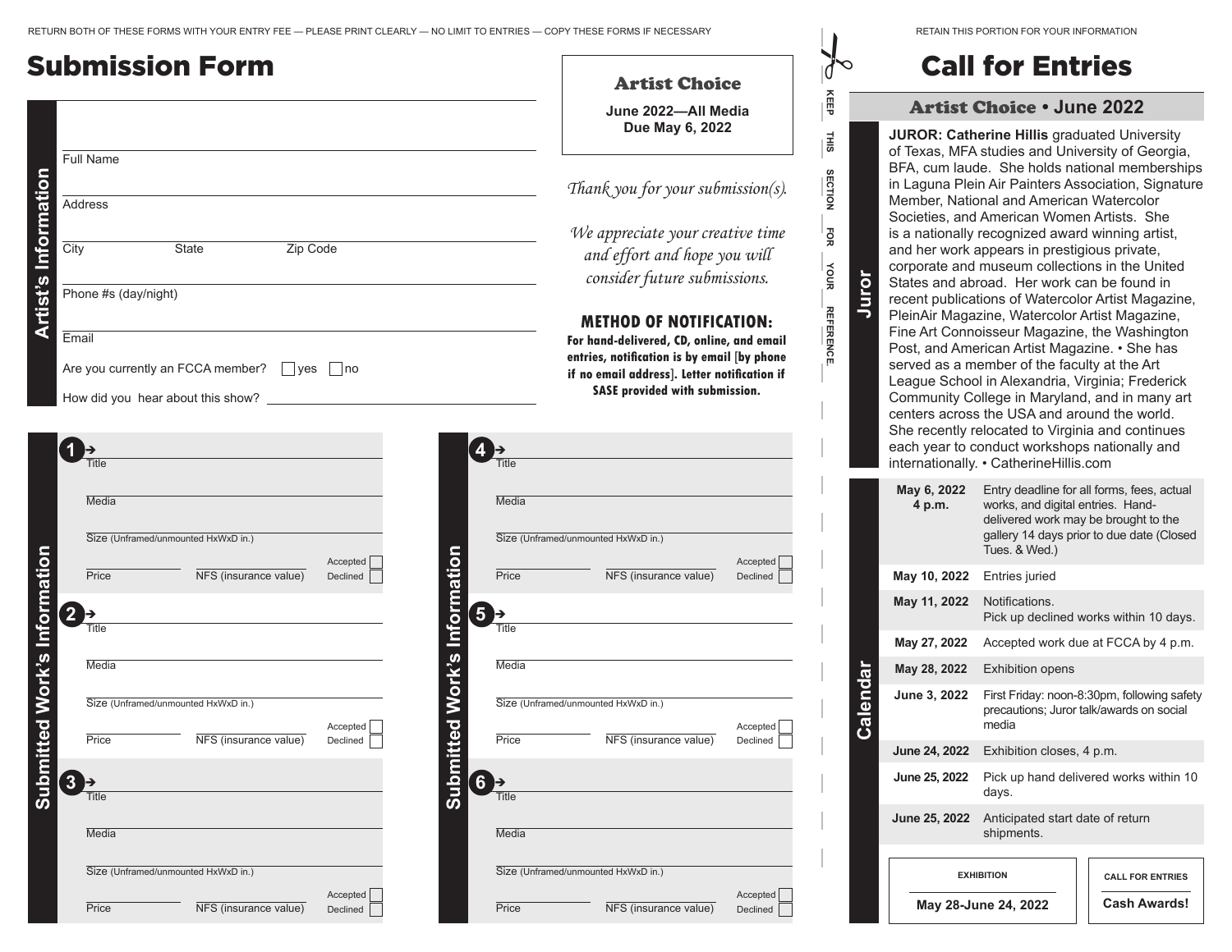RETURN BOTH OF THESE FORMS WITH YOUR ENTRY FEE — PLEASE PRINT CLEARLY — NO LIMIT TO ENTRIES — COPY THESE FORMS IF NECESSARY

# Submission Form

## Artist's Information

Full Name

Address

City State Zip Code

Phone #s (day/night)

Email

Are you currently an FCCA member? ☐ yes ☐ no

How did you hear about this show?

## Artist Choice

**June 2022—All Media**
**Due May 6, 2022**

*Thank you for your submission(s).*

*We appreciate your creative time and effort and hope you will consider future submissions.*

**METHOD OF NOTIFICATION:**
**For hand-delivered, CD, online, and email entries, notification is by email [by phone if no email address]. Letter notification if SASE provided with submission.**

## Submitted Work's Information

**1** →
Title
Media
Size (Unframed/unmounted HxWxD in.)
Price NFS (insurance value) Accepted ☐ Declined ☐

**2** →
Title
Media
Size (Unframed/unmounted HxWxD in.)
Price NFS (insurance value) Accepted ☐ Declined ☐

**3** →
Title
Media
Size (Unframed/unmounted HxWxD in.)
Price NFS (insurance value) Accepted ☐ Declined ☐

**4** →
Title
Media
Size (Unframed/unmounted HxWxD in.)
Price NFS (insurance value) Accepted ☐ Declined ☐

**5** →
Title
Media
Size (Unframed/unmounted HxWxD in.)
Price NFS (insurance value) Accepted ☐ Declined ☐

**6** →
Title
Media
Size (Unframed/unmounted HxWxD in.)
Price NFS (insurance value) Accepted ☐ Declined ☐

KEEP THIS SECTION FOR YOUR REFERENCE.

RETAIN THIS PORTION FOR YOUR INFORMATION

# Call for Entries

## Artist Choice • June 2022

### Juror

**JUROR: Catherine Hillis** graduated University of Texas, MFA studies and University of Georgia, BFA, cum laude. She holds national memberships in Laguna Plein Air Painters Association, Signature Member, National and American Watercolor Societies, and American Women Artists. She is a nationally recognized award winning artist, and her work appears in prestigious private, corporate and museum collections in the United States and abroad. Her work can be found in recent publications of Watercolor Artist Magazine, PleinAir Magazine, Watercolor Artist Magazine, Fine Art Connoisseur Magazine, the Washington Post, and American Artist Magazine. • She has served as a member of the faculty at the Art League School in Alexandria, Virginia; Frederick Community College in Maryland, and in many art centers across the USA and around the world. She recently relocated to Virginia and continues each year to conduct workshops nationally and internationally. • CatherineHillis.com

### Calendar

| | |
|---|---|
| **May 6, 2022 4 p.m.** | Entry deadline for all forms, fees, actual works, and digital entries. Hand-delivered work may be brought to the gallery 14 days prior to due date (Closed Tues. & Wed.) |
| **May 10, 2022** | Entries juried |
| **May 11, 2022** | Notifications. Pick up declined works within 10 days. |
| **May 27, 2022** | Accepted work due at FCCA by 4 p.m. |
| **May 28, 2022** | Exhibition opens |
| **June 3, 2022** | First Friday: noon-8:30pm, following safety precautions; Juror talk/awards on social media |
| **June 24, 2022** | Exhibition closes, 4 p.m. |
| **June 25, 2022** | Pick up hand delivered works within 10 days. |
| **June 25, 2022** | Anticipated start date of return shipments. |

**EXHIBITION**
**May 28-June 24, 2022**

**CALL FOR ENTRIES**
**Cash Awards!**